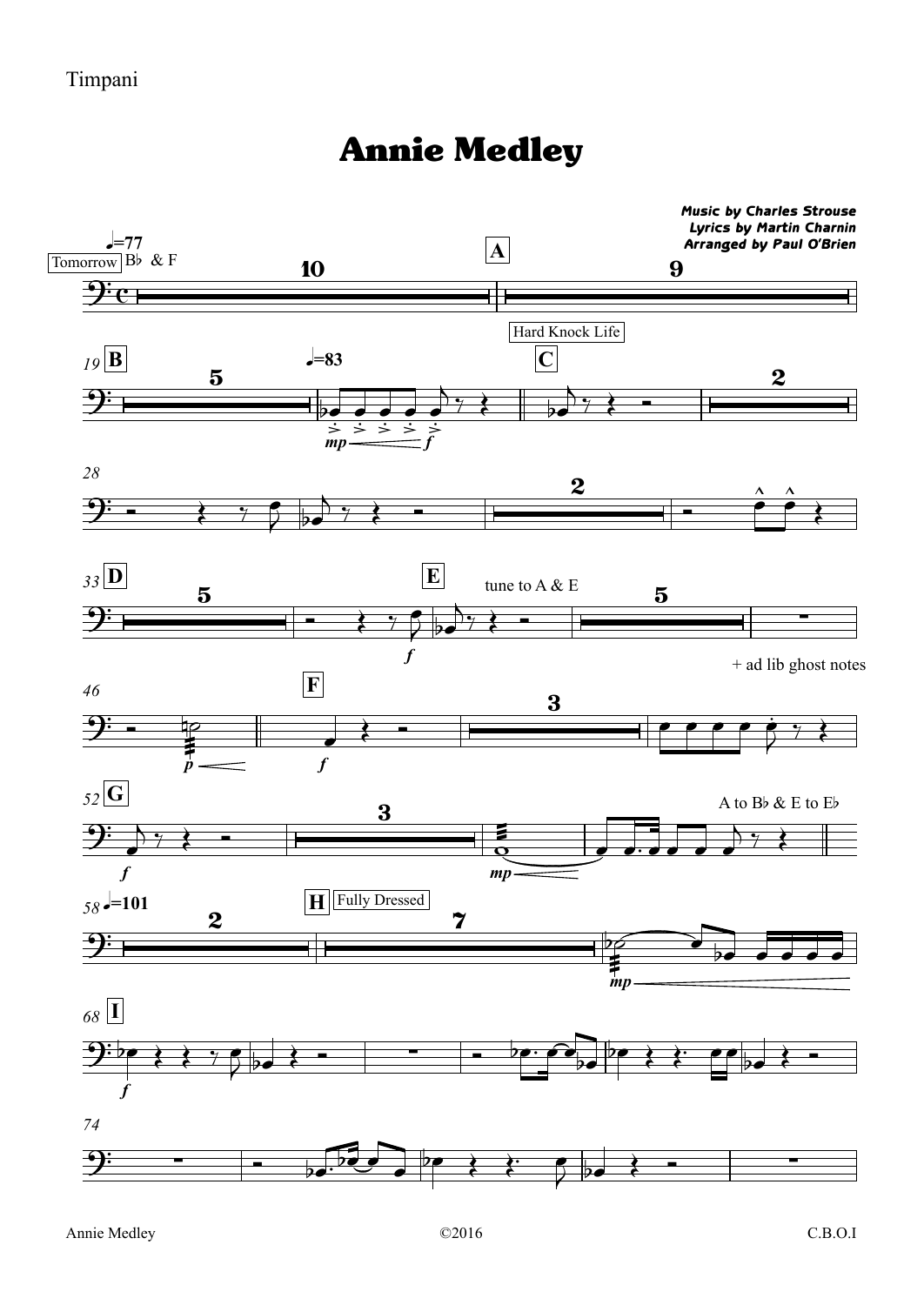Timpani

# Annie Medley

***Music by Charles Strouse***
***Lyrics by Martin Charnin***
***Arranged by Paul O'Brien***

♩=77

Tomorrow B♭ & F

A

19 B

♩=83

*mp* *f*

Hard Knock Life

C

28

33 D

E

tune to A & E

*f*

+ ad lib ghost notes

46

F

*p* *f*

52 G

A to B♭ & E to E♭

*f* *mp*

58 ♩=101

H Fully Dressed

*mp*

68 I

*f*

74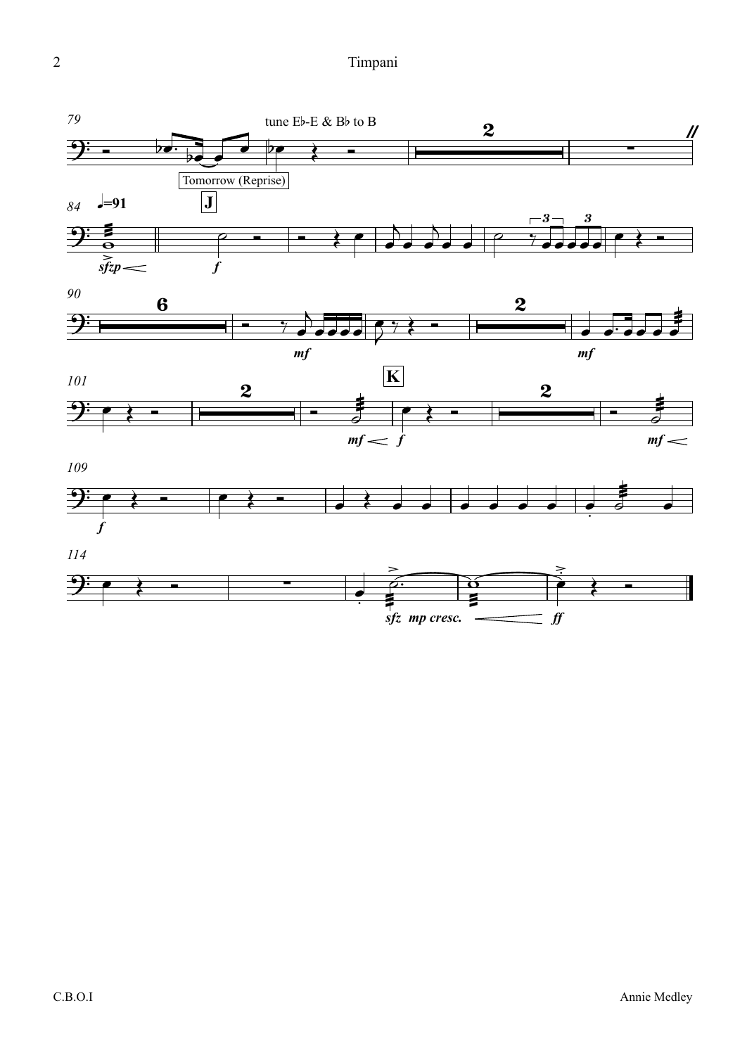79

tune E♭-E & B♭ to B

Tomorrow (Reprise)

2

84 ♩=91

J

*sfzp*

*f*

90

6

*mf*

2

*mf*

101

2

K

*mf* *f*

2

*mf*

109

*f*

114

*sfz* *mp cresc.* *ff*